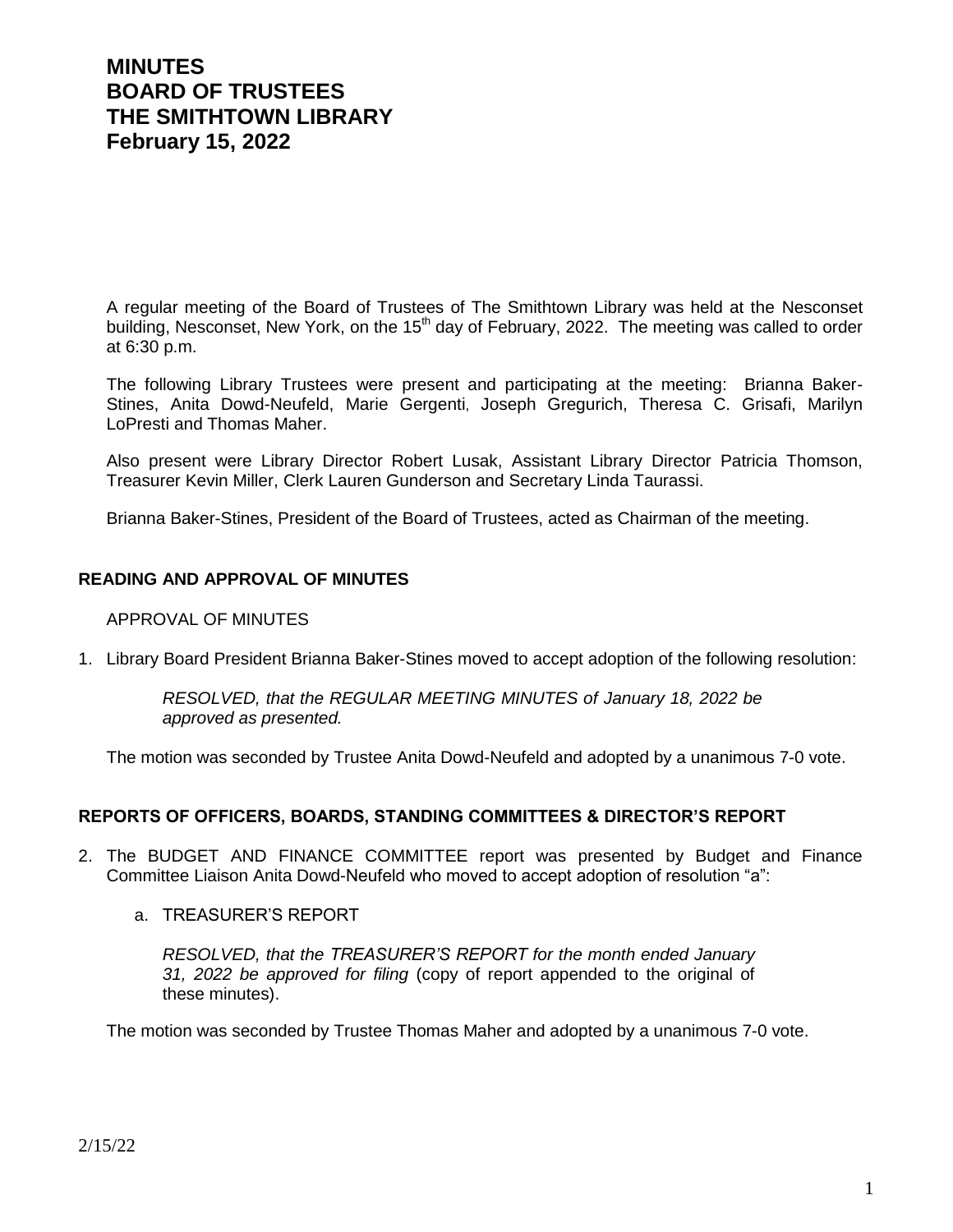# MINUTES
# BOARD OF TRUSTEES
# THE SMITHTOWN LIBRARY
# February 15, 2022

A regular meeting of the Board of Trustees of The Smithtown Library was held at the Nesconset building, Nesconset, New York, on the 15th day of February, 2022. The meeting was called to order at 6:30 p.m.

The following Library Trustees were present and participating at the meeting: Brianna Baker-Stines, Anita Dowd-Neufeld, Marie Gergenti, Joseph Gregurich, Theresa C. Grisafi, Marilyn LoPresti and Thomas Maher.

Also present were Library Director Robert Lusak, Assistant Library Director Patricia Thomson, Treasurer Kevin Miller, Clerk Lauren Gunderson and Secretary Linda Taurassi.

Brianna Baker-Stines, President of the Board of Trustees, acted as Chairman of the meeting.

## READING AND APPROVAL OF MINUTES

APPROVAL OF MINUTES

1. Library Board President Brianna Baker-Stines moved to accept adoption of the following resolution:

   *RESOLVED, that the REGULAR MEETING MINUTES of January 18, 2022 be approved as presented.*

   The motion was seconded by Trustee Anita Dowd-Neufeld and adopted by a unanimous 7-0 vote.

## REPORTS OF OFFICERS, BOARDS, STANDING COMMITTEES & DIRECTOR'S REPORT

2. The BUDGET AND FINANCE COMMITTEE report was presented by Budget and Finance Committee Liaison Anita Dowd-Neufeld who moved to accept adoption of resolution "a":

   a. TREASURER'S REPORT

      *RESOLVED, that the TREASURER'S REPORT for the month ended January 31, 2022 be approved for filing* (copy of report appended to the original of these minutes).

   The motion was seconded by Trustee Thomas Maher and adopted by a unanimous 7-0 vote.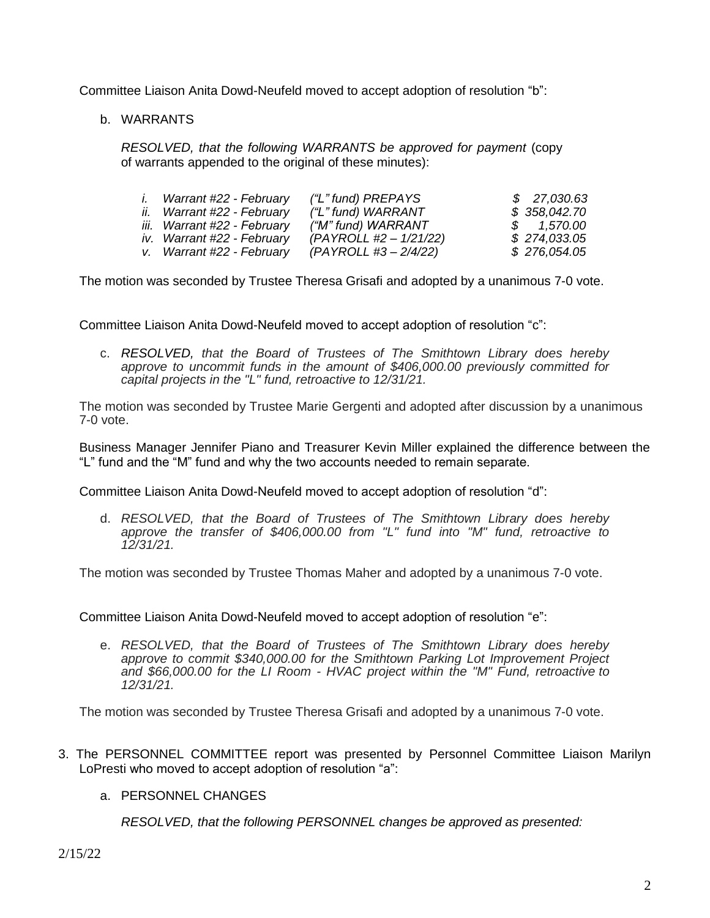Committee Liaison Anita Dowd-Neufeld moved to accept adoption of resolution "b":

b. WARRANTS

*RESOLVED, that the following WARRANTS be approved for payment* (copy of warrants appended to the original of these minutes):

| | | | |
|---|---|---|---|
| *i.* | *Warrant #22 - February* | *("L" fund) PREPAYS* | *$ 27,030.63* |
| *ii.* | *Warrant #22 - February* | *("L" fund) WARRANT* | *$ 358,042.70* |
| *iii.* | *Warrant #22 - February* | *("M" fund) WARRANT* | *$ 1,570.00* |
| *iv.* | *Warrant #22 - February* | *(PAYROLL #2 – 1/21/22)* | *$ 274,033.05* |
| *v.* | *Warrant #22 - February* | *(PAYROLL #3 – 2/4/22)* | *$ 276,054.05* |

The motion was seconded by Trustee Theresa Grisafi and adopted by a unanimous 7-0 vote.

Committee Liaison Anita Dowd-Neufeld moved to accept adoption of resolution "c":

c. *RESOLVED, that the Board of Trustees of The Smithtown Library does hereby approve to uncommit funds in the amount of $406,000.00 previously committed for capital projects in the "L" fund, retroactive to 12/31/21.*

The motion was seconded by Trustee Marie Gergenti and adopted after discussion by a unanimous 7-0 vote.

Business Manager Jennifer Piano and Treasurer Kevin Miller explained the difference between the "L" fund and the "M" fund and why the two accounts needed to remain separate.

Committee Liaison Anita Dowd-Neufeld moved to accept adoption of resolution "d":

d. *RESOLVED, that the Board of Trustees of The Smithtown Library does hereby approve the transfer of $406,000.00 from "L" fund into "M" fund, retroactive to 12/31/21.*

The motion was seconded by Trustee Thomas Maher and adopted by a unanimous 7-0 vote.

Committee Liaison Anita Dowd-Neufeld moved to accept adoption of resolution "e":

e. *RESOLVED, that the Board of Trustees of The Smithtown Library does hereby approve to commit $340,000.00 for the Smithtown Parking Lot Improvement Project and $66,000.00 for the LI Room - HVAC project within the "M" Fund, retroactive to 12/31/21.*

The motion was seconded by Trustee Theresa Grisafi and adopted by a unanimous 7-0 vote.

3. The PERSONNEL COMMITTEE report was presented by Personnel Committee Liaison Marilyn LoPresti who moved to accept adoption of resolution "a":

   a. PERSONNEL CHANGES

   *RESOLVED, that the following PERSONNEL changes be approved as presented:*

2/15/22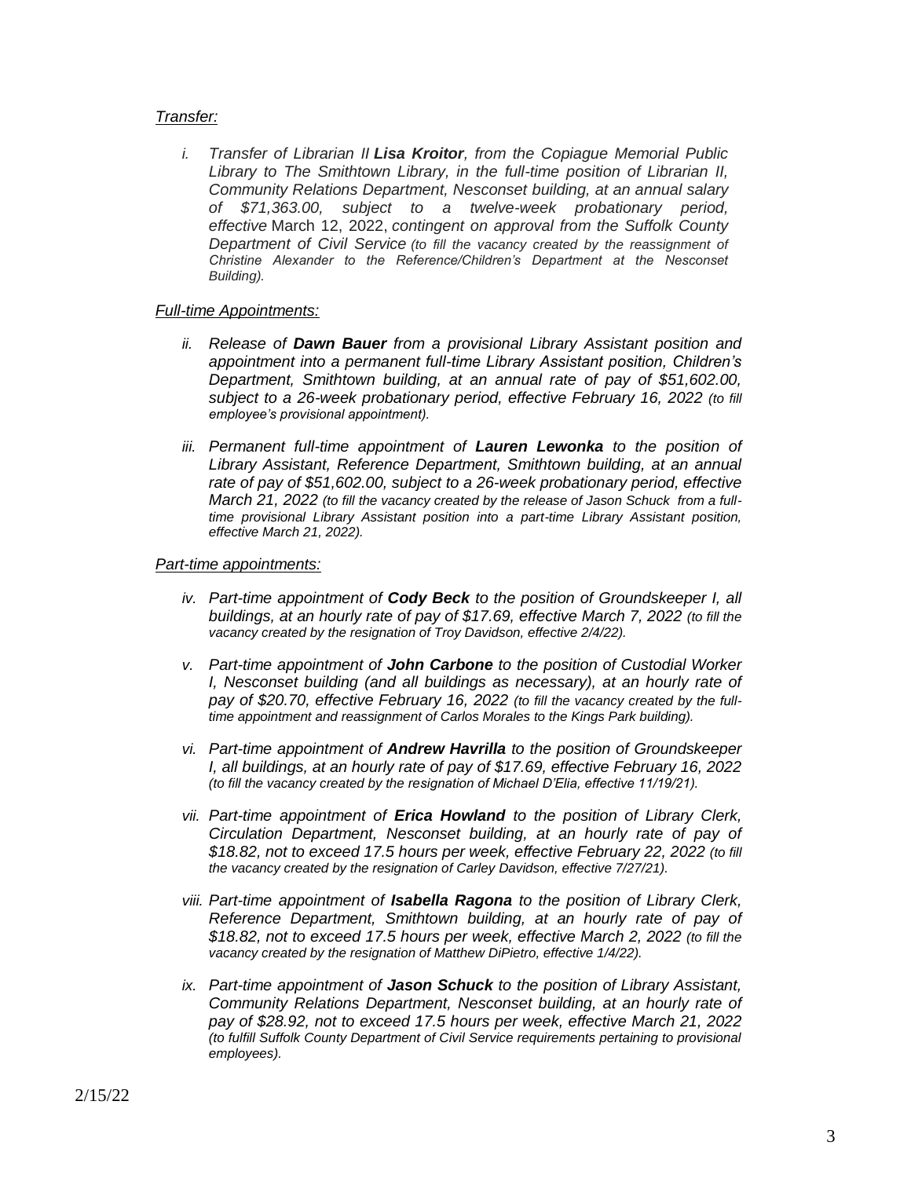*Transfer:*

*i. Transfer of Librarian II **Lisa Kroitor**, from the Copiague Memorial Public Library to The Smithtown Library, in the full-time position of Librarian II, Community Relations Department, Nesconset building, at an annual salary of $71,363.00, subject to a twelve-week probationary period, effective* March 12, 2022, *contingent on approval from the Suffolk County Department of Civil Service (to fill the vacancy created by the reassignment of Christine Alexander to the Reference/Children's Department at the Nesconset Building).*

*Full-time Appointments:*

*ii. Release of **Dawn Bauer** from a provisional Library Assistant position and appointment into a permanent full-time Library Assistant position, Children's Department, Smithtown building, at an annual rate of pay of $51,602.00, subject to a 26-week probationary period, effective February 16, 2022 (to fill employee's provisional appointment).*

*iii. Permanent full-time appointment of **Lauren Lewonka** to the position of Library Assistant, Reference Department, Smithtown building, at an annual rate of pay of $51,602.00, subject to a 26-week probationary period, effective March 21, 2022 (to fill the vacancy created by the release of Jason Schuck from a full-time provisional Library Assistant position into a part-time Library Assistant position, effective March 21, 2022).*

*Part-time appointments:*

*iv. Part-time appointment of **Cody Beck** to the position of Groundskeeper I, all buildings, at an hourly rate of pay of $17.69, effective March 7, 2022 (to fill the vacancy created by the resignation of Troy Davidson, effective 2/4/22).*

*v. Part-time appointment of **John Carbone** to the position of Custodial Worker I, Nesconset building (and all buildings as necessary), at an hourly rate of pay of $20.70, effective February 16, 2022 (to fill the vacancy created by the full-time appointment and reassignment of Carlos Morales to the Kings Park building).*

*vi. Part-time appointment of **Andrew Havrilla** to the position of Groundskeeper I, all buildings, at an hourly rate of pay of $17.69, effective February 16, 2022 (to fill the vacancy created by the resignation of Michael D'Elia, effective 11/19/21).*

*vii. Part-time appointment of **Erica Howland** to the position of Library Clerk, Circulation Department, Nesconset building, at an hourly rate of pay of $18.82, not to exceed 17.5 hours per week, effective February 22, 2022 (to fill the vacancy created by the resignation of Carley Davidson, effective 7/27/21).*

*viii. Part-time appointment of **Isabella Ragona** to the position of Library Clerk, Reference Department, Smithtown building, at an hourly rate of pay of $18.82, not to exceed 17.5 hours per week, effective March 2, 2022 (to fill the vacancy created by the resignation of Matthew DiPietro, effective 1/4/22).*

*ix. Part-time appointment of **Jason Schuck** to the position of Library Assistant, Community Relations Department, Nesconset building, at an hourly rate of pay of $28.92, not to exceed 17.5 hours per week, effective March 21, 2022 (to fulfill Suffolk County Department of Civil Service requirements pertaining to provisional employees).*

2/15/22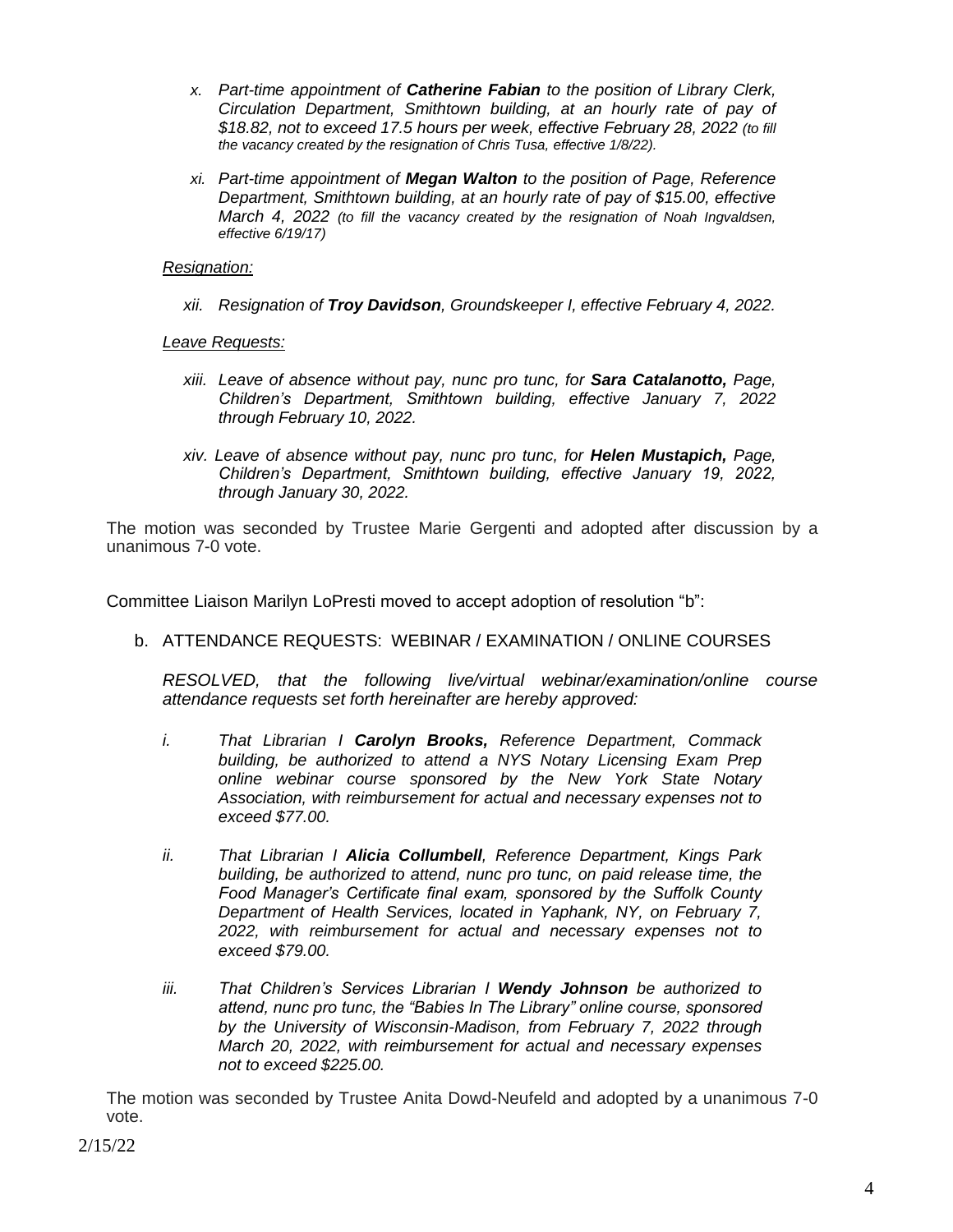*x. Part-time appointment of **Catherine Fabian** to the position of Library Clerk, Circulation Department, Smithtown building, at an hourly rate of pay of $18.82, not to exceed 17.5 hours per week, effective February 28, 2022 (to fill the vacancy created by the resignation of Chris Tusa, effective 1/8/22).*

*xi. Part-time appointment of **Megan Walton** to the position of Page, Reference Department, Smithtown building, at an hourly rate of pay of $15.00, effective March 4, 2022 (to fill the vacancy created by the resignation of Noah Ingvaldsen, effective 6/19/17)*

*Resignation:*

*xii. Resignation of **Troy Davidson**, Groundskeeper I, effective February 4, 2022.*

*Leave Requests:*

*xiii. Leave of absence without pay, nunc pro tunc, for **Sara Catalanotto,** Page, Children's Department, Smithtown building, effective January 7, 2022 through February 10, 2022.*

*xiv. Leave of absence without pay, nunc pro tunc, for **Helen Mustapich,** Page, Children's Department, Smithtown building, effective January 19, 2022, through January 30, 2022.*

The motion was seconded by Trustee Marie Gergenti and adopted after discussion by a unanimous 7-0 vote.

Committee Liaison Marilyn LoPresti moved to accept adoption of resolution "b":

b. ATTENDANCE REQUESTS: WEBINAR / EXAMINATION / ONLINE COURSES

*RESOLVED, that the following live/virtual webinar/examination/online course attendance requests set forth hereinafter are hereby approved:*

*i. That Librarian I **Carolyn Brooks,** Reference Department, Commack building, be authorized to attend a NYS Notary Licensing Exam Prep online webinar course sponsored by the New York State Notary Association, with reimbursement for actual and necessary expenses not to exceed $77.00.*

*ii. That Librarian I **Alicia Collumbell**, Reference Department, Kings Park building, be authorized to attend, nunc pro tunc, on paid release time, the Food Manager's Certificate final exam, sponsored by the Suffolk County Department of Health Services, located in Yaphank, NY, on February 7, 2022, with reimbursement for actual and necessary expenses not to exceed $79.00.*

*iii. That Children's Services Librarian I **Wendy Johnson** be authorized to attend, nunc pro tunc, the "Babies In The Library" online course, sponsored by the University of Wisconsin-Madison, from February 7, 2022 through March 20, 2022, with reimbursement for actual and necessary expenses not to exceed $225.00.*

The motion was seconded by Trustee Anita Dowd-Neufeld and adopted by a unanimous 7-0 vote.

2/15/22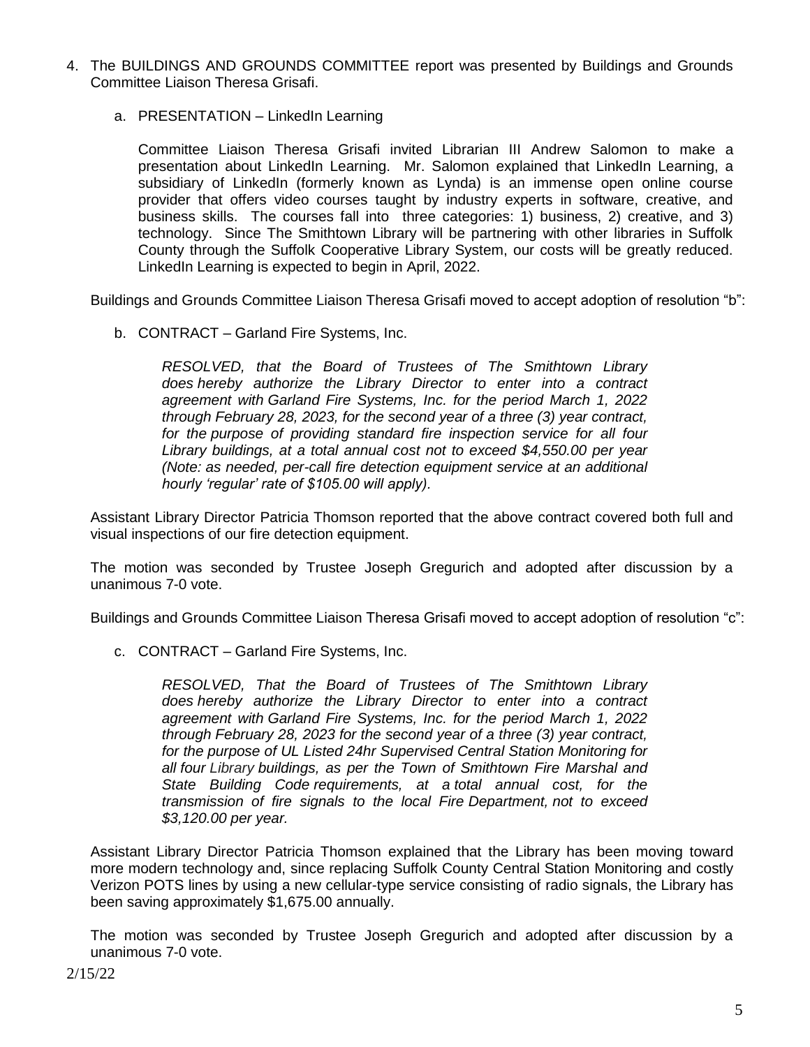4. The BUILDINGS AND GROUNDS COMMITTEE report was presented by Buildings and Grounds Committee Liaison Theresa Grisafi.

   a. PRESENTATION – LinkedIn Learning

      Committee Liaison Theresa Grisafi invited Librarian III Andrew Salomon to make a presentation about LinkedIn Learning. Mr. Salomon explained that LinkedIn Learning, a subsidiary of LinkedIn (formerly known as Lynda) is an immense open online course provider that offers video courses taught by industry experts in software, creative, and business skills. The courses fall into three categories: 1) business, 2) creative, and 3) technology. Since The Smithtown Library will be partnering with other libraries in Suffolk County through the Suffolk Cooperative Library System, our costs will be greatly reduced. LinkedIn Learning is expected to begin in April, 2022.

   Buildings and Grounds Committee Liaison Theresa Grisafi moved to accept adoption of resolution "b":

   b. CONTRACT – Garland Fire Systems, Inc.

      *RESOLVED, that the Board of Trustees of The Smithtown Library does hereby authorize the Library Director to enter into a contract agreement with Garland Fire Systems, Inc. for the period March 1, 2022 through February 28, 2023, for the second year of a three (3) year contract, for the purpose of providing standard fire inspection service for all four Library buildings, at a total annual cost not to exceed $4,550.00 per year (Note: as needed, per-call fire detection equipment service at an additional hourly 'regular' rate of $105.00 will apply).*

   Assistant Library Director Patricia Thomson reported that the above contract covered both full and visual inspections of our fire detection equipment.

   The motion was seconded by Trustee Joseph Gregurich and adopted after discussion by a unanimous 7-0 vote.

   Buildings and Grounds Committee Liaison Theresa Grisafi moved to accept adoption of resolution "c":

   c. CONTRACT – Garland Fire Systems, Inc.

      *RESOLVED, That the Board of Trustees of The Smithtown Library does hereby authorize the Library Director to enter into a contract agreement with Garland Fire Systems, Inc. for the period March 1, 2022 through February 28, 2023 for the second year of a three (3) year contract, for the purpose of UL Listed 24hr Supervised Central Station Monitoring for all four Library buildings, as per the Town of Smithtown Fire Marshal and State Building Code requirements, at a total annual cost, for the transmission of fire signals to the local Fire Department, not to exceed $3,120.00 per year.*

   Assistant Library Director Patricia Thomson explained that the Library has been moving toward more modern technology and, since replacing Suffolk County Central Station Monitoring and costly Verizon POTS lines by using a new cellular-type service consisting of radio signals, the Library has been saving approximately $1,675.00 annually.

   The motion was seconded by Trustee Joseph Gregurich and adopted after discussion by a unanimous 7-0 vote.

2/15/22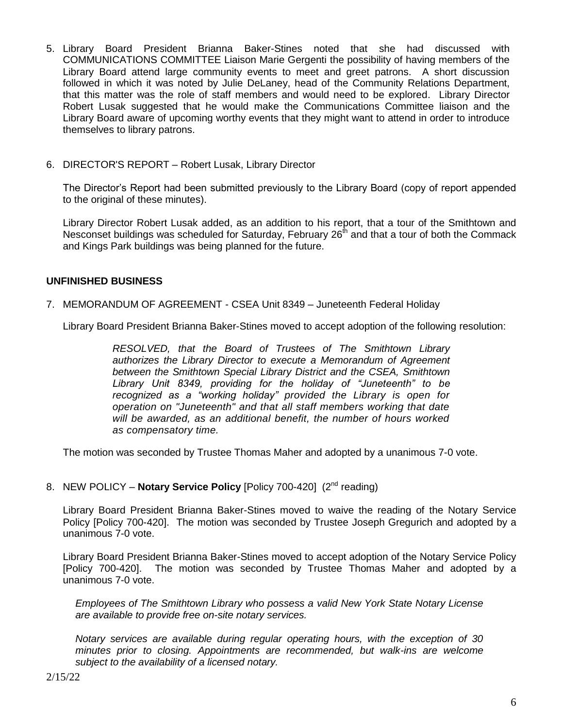5. Library Board President Brianna Baker-Stines noted that she had discussed with COMMUNICATIONS COMMITTEE Liaison Marie Gergenti the possibility of having members of the Library Board attend large community events to meet and greet patrons. A short discussion followed in which it was noted by Julie DeLaney, head of the Community Relations Department, that this matter was the role of staff members and would need to be explored. Library Director Robert Lusak suggested that he would make the Communications Committee liaison and the Library Board aware of upcoming worthy events that they might want to attend in order to introduce themselves to library patrons.

6. DIRECTOR'S REPORT – Robert Lusak, Library Director

   The Director's Report had been submitted previously to the Library Board (copy of report appended to the original of these minutes).

   Library Director Robert Lusak added, as an addition to his report, that a tour of the Smithtown and Nesconset buildings was scheduled for Saturday, February 26th and that a tour of both the Commack and Kings Park buildings was being planned for the future.

**UNFINISHED BUSINESS**

7. MEMORANDUM OF AGREEMENT - CSEA Unit 8349 – Juneteenth Federal Holiday

   Library Board President Brianna Baker-Stines moved to accept adoption of the following resolution:

   > *RESOLVED, that the Board of Trustees of The Smithtown Library authorizes the Library Director to execute a Memorandum of Agreement between the Smithtown Special Library District and the CSEA, Smithtown Library Unit 8349, providing for the holiday of "Juneteenth" to be recognized as a "working holiday" provided the Library is open for operation on "Juneteenth" and that all staff members working that date will be awarded, as an additional benefit, the number of hours worked as compensatory time.*

   The motion was seconded by Trustee Thomas Maher and adopted by a unanimous 7-0 vote.

8. NEW POLICY – **Notary Service Policy** [Policy 700-420] (2nd reading)

   Library Board President Brianna Baker-Stines moved to waive the reading of the Notary Service Policy [Policy 700-420]. The motion was seconded by Trustee Joseph Gregurich and adopted by a unanimous 7-0 vote.

   Library Board President Brianna Baker-Stines moved to accept adoption of the Notary Service Policy [Policy 700-420]. The motion was seconded by Trustee Thomas Maher and adopted by a unanimous 7-0 vote.

   *Employees of The Smithtown Library who possess a valid New York State Notary License are available to provide free on-site notary services.*

   *Notary services are available during regular operating hours, with the exception of 30 minutes prior to closing. Appointments are recommended, but walk-ins are welcome subject to the availability of a licensed notary.*

2/15/22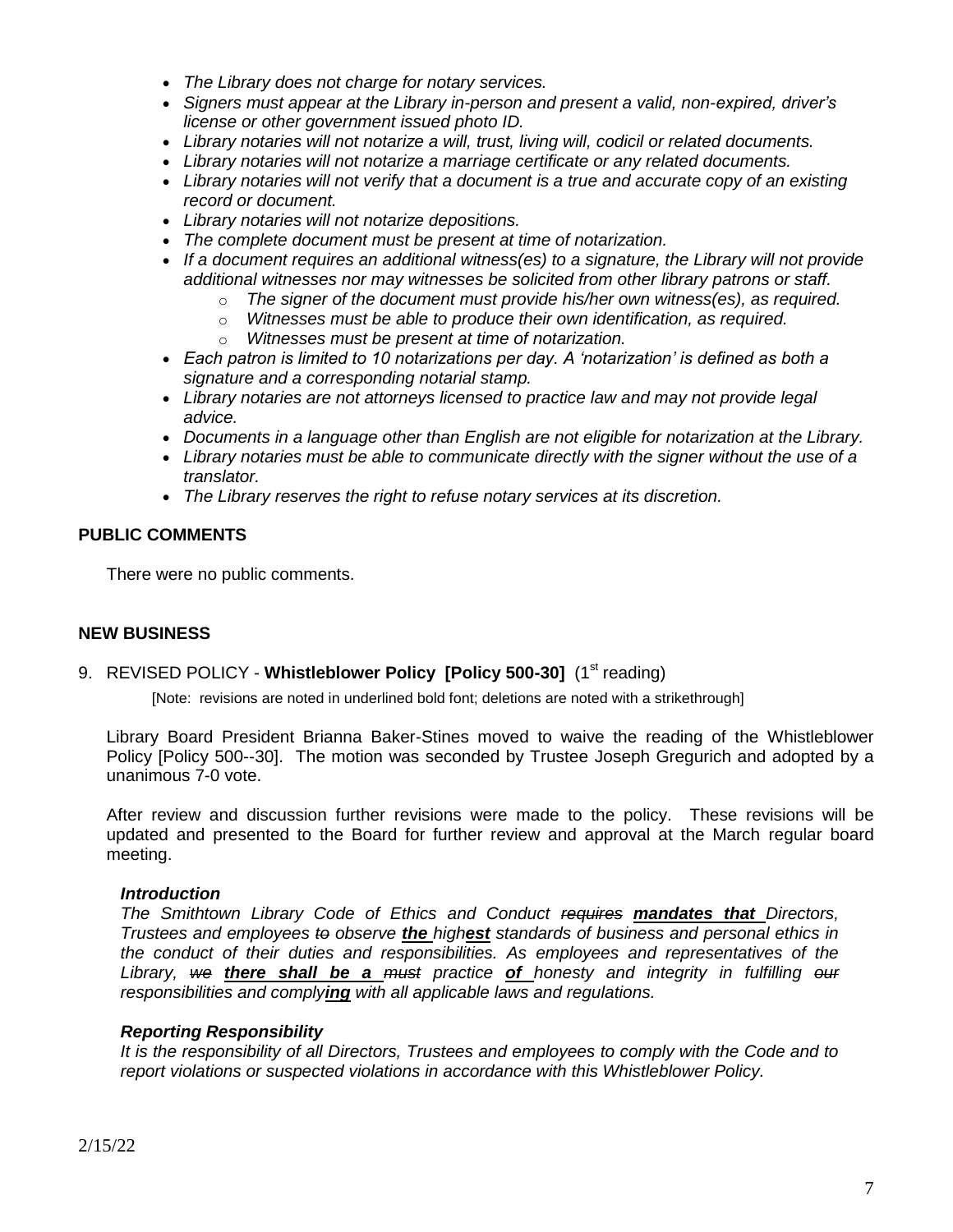- *The Library does not charge for notary services.*
- *Signers must appear at the Library in-person and present a valid, non-expired, driver's license or other government issued photo ID.*
- *Library notaries will not notarize a will, trust, living will, codicil or related documents.*
- *Library notaries will not notarize a marriage certificate or any related documents.*
- *Library notaries will not verify that a document is a true and accurate copy of an existing record or document.*
- *Library notaries will not notarize depositions.*
- *The complete document must be present at time of notarization.*
- *If a document requires an additional witness(es) to a signature, the Library will not provide additional witnesses nor may witnesses be solicited from other library patrons or staff.*
  - *The signer of the document must provide his/her own witness(es), as required.*
  - *Witnesses must be able to produce their own identification, as required.*
  - *Witnesses must be present at time of notarization.*
- *Each patron is limited to 10 notarizations per day. A 'notarization' is defined as both a signature and a corresponding notarial stamp.*
- *Library notaries are not attorneys licensed to practice law and may not provide legal advice.*
- *Documents in a language other than English are not eligible for notarization at the Library.*
- *Library notaries must be able to communicate directly with the signer without the use of a translator.*
- *The Library reserves the right to refuse notary services at its discretion.*

**PUBLIC COMMENTS**

There were no public comments.

**NEW BUSINESS**

9. REVISED POLICY - **Whistleblower Policy [Policy 500-30]** (1st reading)

[Note: revisions are noted in underlined bold font; deletions are noted with a strikethrough]

Library Board President Brianna Baker-Stines moved to waive the reading of the Whistleblower Policy [Policy 500--30]. The motion was seconded by Trustee Joseph Gregurich and adopted by a unanimous 7-0 vote.

After review and discussion further revisions were made to the policy. These revisions will be updated and presented to the Board for further review and approval at the March regular board meeting.

***Introduction***

*The Smithtown Library Code of Ethics and Conduct ~~requires~~ **<u>mandates that</u>** Directors, Trustees and employees ~~to~~ observe **<u>the</u>** high**<u>est</u>** standards of business and personal ethics in the conduct of their duties and responsibilities. As employees and representatives of the Library, ~~we~~ **<u>there shall be a</u>** ~~must~~ practice **<u>of</u>** honesty and integrity in fulfilling ~~our~~ responsibilities and comply**<u>ing</u>** with all applicable laws and regulations.*

***Reporting Responsibility***

*It is the responsibility of all Directors, Trustees and employees to comply with the Code and to report violations or suspected violations in accordance with this Whistleblower Policy.*

2/15/22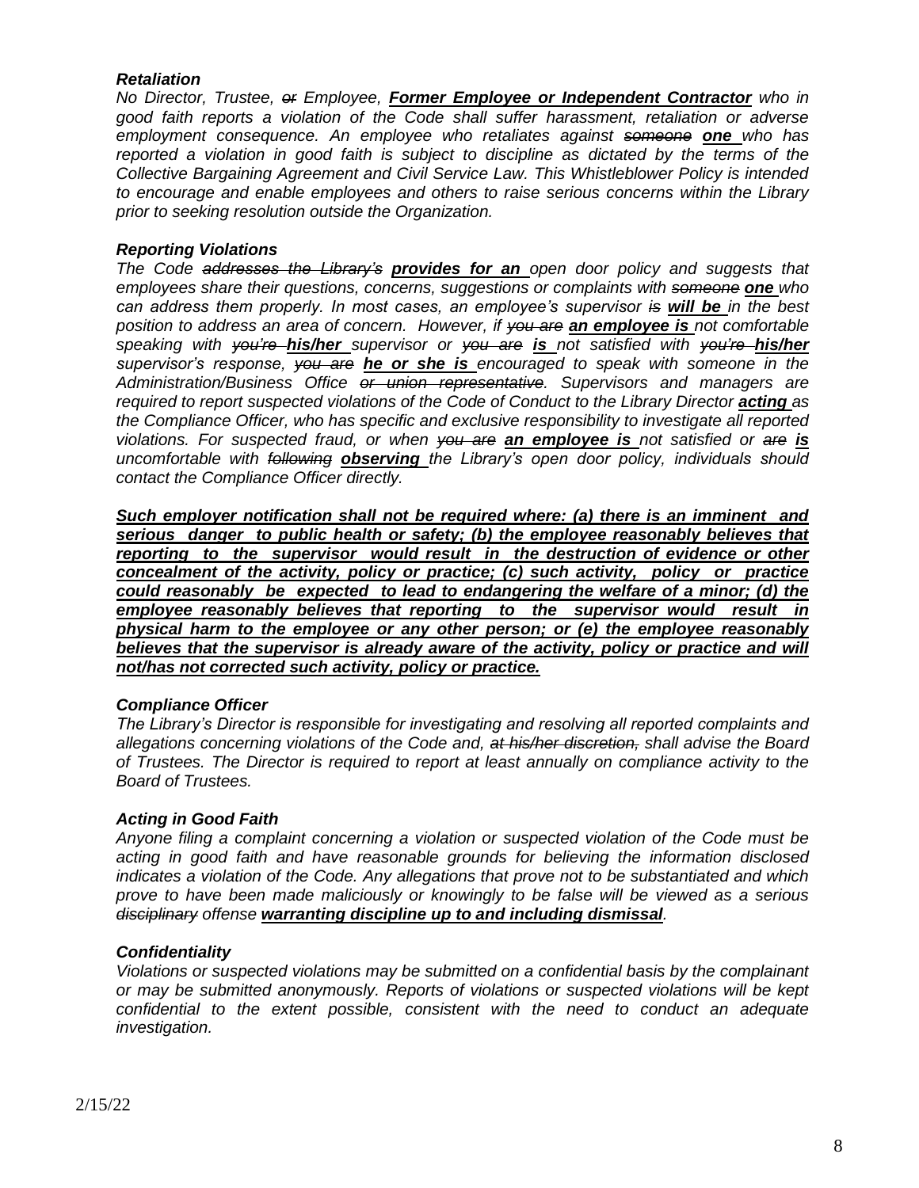***Retaliation***

*No Director, Trustee, ~~or~~ Employee, **Former Employee or Independent Contractor** who in good faith reports a violation of the Code shall suffer harassment, retaliation or adverse employment consequence. An employee who retaliates against ~~someone~~ **one** who has reported a violation in good faith is subject to discipline as dictated by the terms of the Collective Bargaining Agreement and Civil Service Law. This Whistleblower Policy is intended to encourage and enable employees and others to raise serious concerns within the Library prior to seeking resolution outside the Organization.*

***Reporting Violations***

*The Code ~~addresses the Library's~~ **provides for an** open door policy and suggests that employees share their questions, concerns, suggestions or complaints with ~~someone~~ **one** who can address them properly. In most cases, an employee's supervisor ~~is~~ **will be** in the best position to address an area of concern. However, if ~~you are~~ **an employee is** not comfortable speaking with ~~you're~~ **his/her** supervisor or ~~you are~~ **is** not satisfied with ~~you're~~ **his/her** supervisor's response, ~~you are~~ **he or she is** encouraged to speak with someone in the Administration/Business Office ~~or union representative~~. Supervisors and managers are required to report suspected violations of the Code of Conduct to the Library Director **acting** as the Compliance Officer, who has specific and exclusive responsibility to investigate all reported violations. For suspected fraud, or when ~~you are~~ **an employee is** not satisfied or ~~are~~ **is** uncomfortable with ~~following~~ **observing** the Library's open door policy, individuals should contact the Compliance Officer directly.*

***Such employer notification shall not be required where: (a) there is an imminent and serious danger to public health or safety; (b) the employee reasonably believes that reporting to the supervisor would result in the destruction of evidence or other concealment of the activity, policy or practice; (c) such activity, policy or practice could reasonably be expected to lead to endangering the welfare of a minor; (d) the employee reasonably believes that reporting to the supervisor would result in physical harm to the employee or any other person; or (e) the employee reasonably believes that the supervisor is already aware of the activity, policy or practice and will not/has not corrected such activity, policy or practice.***

***Compliance Officer***

*The Library's Director is responsible for investigating and resolving all reported complaints and allegations concerning violations of the Code and, ~~at his/her discretion,~~ shall advise the Board of Trustees. The Director is required to report at least annually on compliance activity to the Board of Trustees.*

***Acting in Good Faith***

*Anyone filing a complaint concerning a violation or suspected violation of the Code must be acting in good faith and have reasonable grounds for believing the information disclosed indicates a violation of the Code. Any allegations that prove not to be substantiated and which prove to have been made maliciously or knowingly to be false will be viewed as a serious ~~disciplinary~~ offense **warranting discipline up to and including dismissal**.*

***Confidentiality***

*Violations or suspected violations may be submitted on a confidential basis by the complainant or may be submitted anonymously. Reports of violations or suspected violations will be kept confidential to the extent possible, consistent with the need to conduct an adequate investigation.*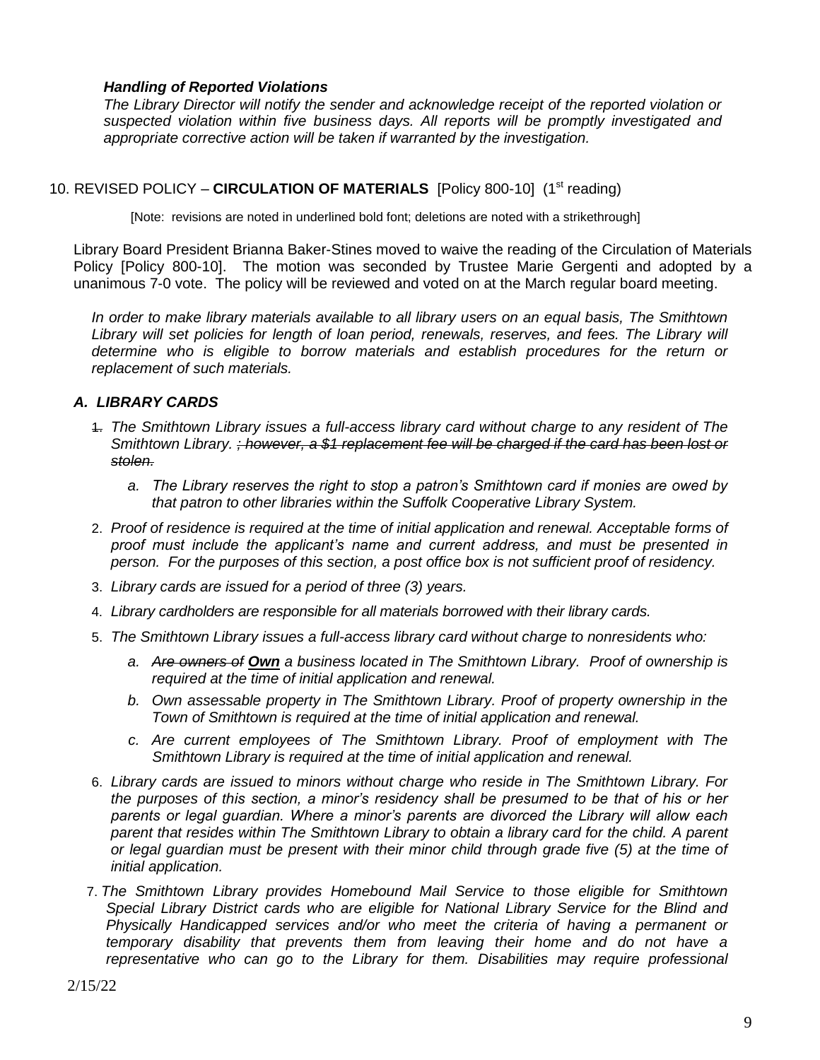***Handling of Reported Violations***

*The Library Director will notify the sender and acknowledge receipt of the reported violation or suspected violation within five business days. All reports will be promptly investigated and appropriate corrective action will be taken if warranted by the investigation.*

10. REVISED POLICY – **CIRCULATION OF MATERIALS** [Policy 800-10] (1st reading)

[Note: revisions are noted in underlined bold font; deletions are noted with a strikethrough]

Library Board President Brianna Baker-Stines moved to waive the reading of the Circulation of Materials Policy [Policy 800-10]. The motion was seconded by Trustee Marie Gergenti and adopted by a unanimous 7-0 vote. The policy will be reviewed and voted on at the March regular board meeting.

*In order to make library materials available to all library users on an equal basis, The Smithtown Library will set policies for length of loan period, renewals, reserves, and fees. The Library will determine who is eligible to borrow materials and establish procedures for the return or replacement of such materials.*

### *A. LIBRARY CARDS*

~~1.~~ *The Smithtown Library issues a full-access library card without charge to any resident of The Smithtown Library.* ~~*; however, a $1 replacement fee will be charged if the card has been lost or stolen.*~~

   a. *The Library reserves the right to stop a patron's Smithtown card if monies are owed by that patron to other libraries within the Suffolk Cooperative Library System.*

2. *Proof of residence is required at the time of initial application and renewal. Acceptable forms of proof must include the applicant's name and current address, and must be presented in person. For the purposes of this section, a post office box is not sufficient proof of residency.*
3. *Library cards are issued for a period of three (3) years.*
4. *Library cardholders are responsible for all materials borrowed with their library cards.*
5. *The Smithtown Library issues a full-access library card without charge to nonresidents who:*
   a. ~~*Are owners of*~~ ***<u>Own</u>*** *a business located in The Smithtown Library. Proof of ownership is required at the time of initial application and renewal.*
   b. *Own assessable property in The Smithtown Library. Proof of property ownership in the Town of Smithtown is required at the time of initial application and renewal.*
   c. *Are current employees of The Smithtown Library. Proof of employment with The Smithtown Library is required at the time of initial application and renewal.*
6. *Library cards are issued to minors without charge who reside in The Smithtown Library. For the purposes of this section, a minor's residency shall be presumed to be that of his or her parents or legal guardian. Where a minor's parents are divorced the Library will allow each parent that resides within The Smithtown Library to obtain a library card for the child. A parent or legal guardian must be present with their minor child through grade five (5) at the time of initial application.*
7. *The Smithtown Library provides Homebound Mail Service to those eligible for Smithtown Special Library District cards who are eligible for National Library Service for the Blind and Physically Handicapped services and/or who meet the criteria of having a permanent or temporary disability that prevents them from leaving their home and do not have a representative who can go to the Library for them. Disabilities may require professional*

2/15/22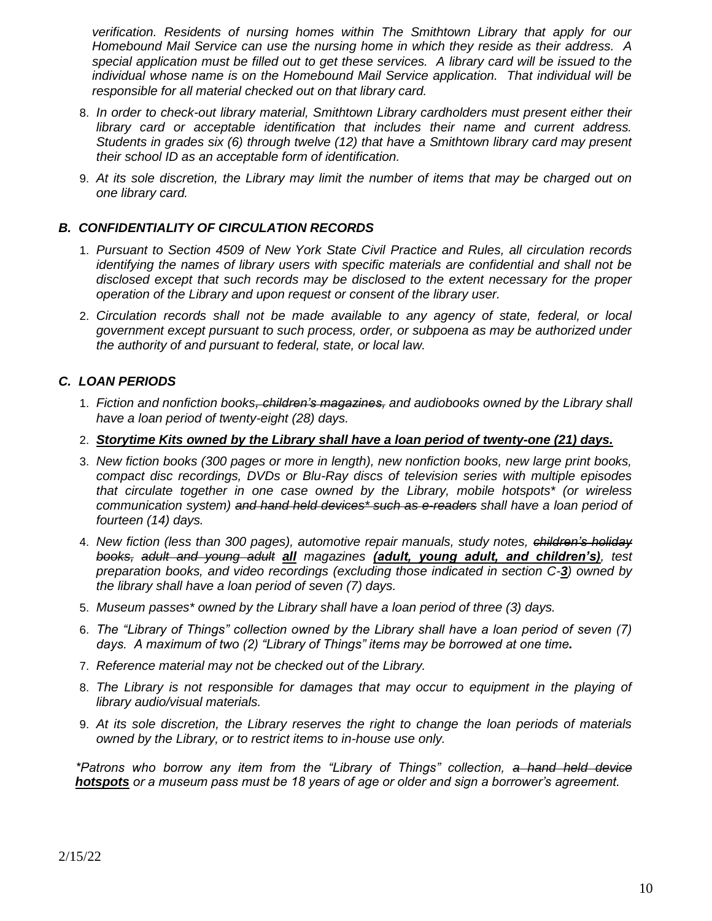*verification. Residents of nursing homes within The Smithtown Library that apply for our Homebound Mail Service can use the nursing home in which they reside as their address. A special application must be filled out to get these services. A library card will be issued to the individual whose name is on the Homebound Mail Service application. That individual will be responsible for all material checked out on that library card.*

8. *In order to check-out library material, Smithtown Library cardholders must present either their library card or acceptable identification that includes their name and current address. Students in grades six (6) through twelve (12) that have a Smithtown library card may present their school ID as an acceptable form of identification.*

9. *At its sole discretion, the Library may limit the number of items that may be charged out on one library card.*

### *B. CONFIDENTIALITY OF CIRCULATION RECORDS*

1. *Pursuant to Section 4509 of New York State Civil Practice and Rules, all circulation records identifying the names of library users with specific materials are confidential and shall not be disclosed except that such records may be disclosed to the extent necessary for the proper operation of the Library and upon request or consent of the library user.*

2. *Circulation records shall not be made available to any agency of state, federal, or local government except pursuant to such process, order, or subpoena as may be authorized under the authority of and pursuant to federal, state, or local law.*

### *C. LOAN PERIODS*

1. *Fiction and nonfiction books~~, children's magazines,~~ and audiobooks owned by the Library shall have a loan period of twenty-eight (28) days.*

2. ***<u>Storytime Kits owned by the Library shall have a loan period of twenty-one (21) days.</u>***

3. *New fiction books (300 pages or more in length), new nonfiction books, new large print books, compact disc recordings, DVDs or Blu-Ray discs of television series with multiple episodes that circulate together in one case owned by the Library, mobile hotspots\* (or wireless communication system) ~~and hand held devices\* such as e-readers~~ shall have a loan period of fourteen (14) days.*

4. *New fiction (less than 300 pages), automotive repair manuals, study notes, ~~children's holiday books,~~ ~~adult and young adult~~ **<u>all</u>** magazines **<u>(adult, young adult, and children's)</u>**, test preparation books, and video recordings (excluding those indicated in section C-**<u>3</u>**) owned by the library shall have a loan period of seven (7) days.*

5. *Museum passes\* owned by the Library shall have a loan period of three (3) days.*

6. *The "Library of Things" collection owned by the Library shall have a loan period of seven (7) days. A maximum of two (2) "Library of Things" items may be borrowed at one time.*

7. *Reference material may not be checked out of the Library.*

8. *The Library is not responsible for damages that may occur to equipment in the playing of library audio/visual materials.*

9. *At its sole discretion, the Library reserves the right to change the loan periods of materials owned by the Library, or to restrict items to in-house use only.*

*\*Patrons who borrow any item from the "Library of Things" collection, ~~a hand held device~~ **<u>hotspots</u>** or a museum pass must be 18 years of age or older and sign a borrower's agreement.*

2/15/22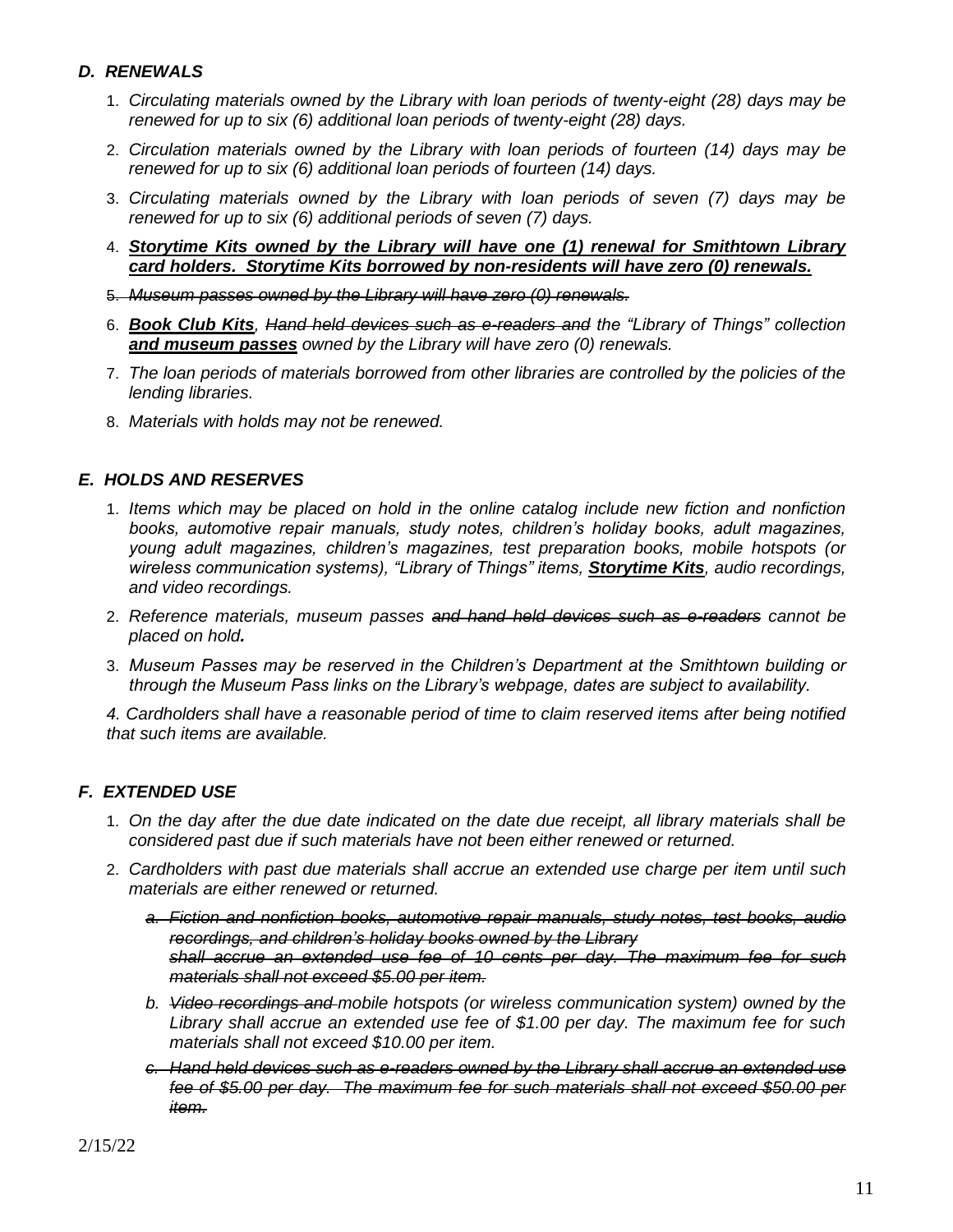### *D. RENEWALS*

1. *Circulating materials owned by the Library with loan periods of twenty-eight (28) days may be renewed for up to six (6) additional loan periods of twenty-eight (28) days.*
2. *Circulation materials owned by the Library with loan periods of fourteen (14) days may be renewed for up to six (6) additional loan periods of fourteen (14) days.*
3. *Circulating materials owned by the Library with loan periods of seven (7) days may be renewed for up to six (6) additional periods of seven (7) days.*
4. ***<u>Storytime Kits owned by the Library will have one (1) renewal for Smithtown Library card holders. Storytime Kits borrowed by non-residents will have zero (0) renewals.</u>***
5. ~~*Museum passes owned by the Library will have zero (0) renewals.*~~
6. ***<u>Book Club Kits</u>**, ~~Hand held devices such as e-readers and~~ the "Library of Things" collection **<u>and museum passes</u>** owned by the Library will have zero (0) renewals.*
7. *The loan periods of materials borrowed from other libraries are controlled by the policies of the lending libraries.*
8. *Materials with holds may not be renewed.*

### *E. HOLDS AND RESERVES*

1. *Items which may be placed on hold in the online catalog include new fiction and nonfiction books, automotive repair manuals, study notes, children's holiday books, adult magazines, young adult magazines, children's magazines, test preparation books, mobile hotspots (or wireless communication systems), "Library of Things" items, **<u>Storytime Kits</u>**, audio recordings, and video recordings.*
2. *Reference materials, museum passes ~~and hand held devices such as e-readers~~ cannot be placed on hold**.***
3. *Museum Passes may be reserved in the Children's Department at the Smithtown building or through the Museum Pass links on the Library's webpage, dates are subject to availability.*

*4. Cardholders shall have a reasonable period of time to claim reserved items after being notified that such items are available.*

### *F. EXTENDED USE*

1. *On the day after the due date indicated on the date due receipt, all library materials shall be considered past due if such materials have not been either renewed or returned.*
2. *Cardholders with past due materials shall accrue an extended use charge per item until such materials are either renewed or returned.*
   - ~~*a. Fiction and nonfiction books, automotive repair manuals, study notes, test books, audio recordings, and children's holiday books owned by the Library shall accrue an extended use fee of 10 cents per day. The maximum fee for such materials shall not exceed $5.00 per item.*~~
   - *b. ~~Video recordings and~~ mobile hotspots (or wireless communication system) owned by the Library shall accrue an extended use fee of $1.00 per day. The maximum fee for such materials shall not exceed $10.00 per item.*
   - ~~*c. Hand held devices such as e-readers owned by the Library shall accrue an extended use fee of $5.00 per day. The maximum fee for such materials shall not exceed $50.00 per item.*~~

2/15/22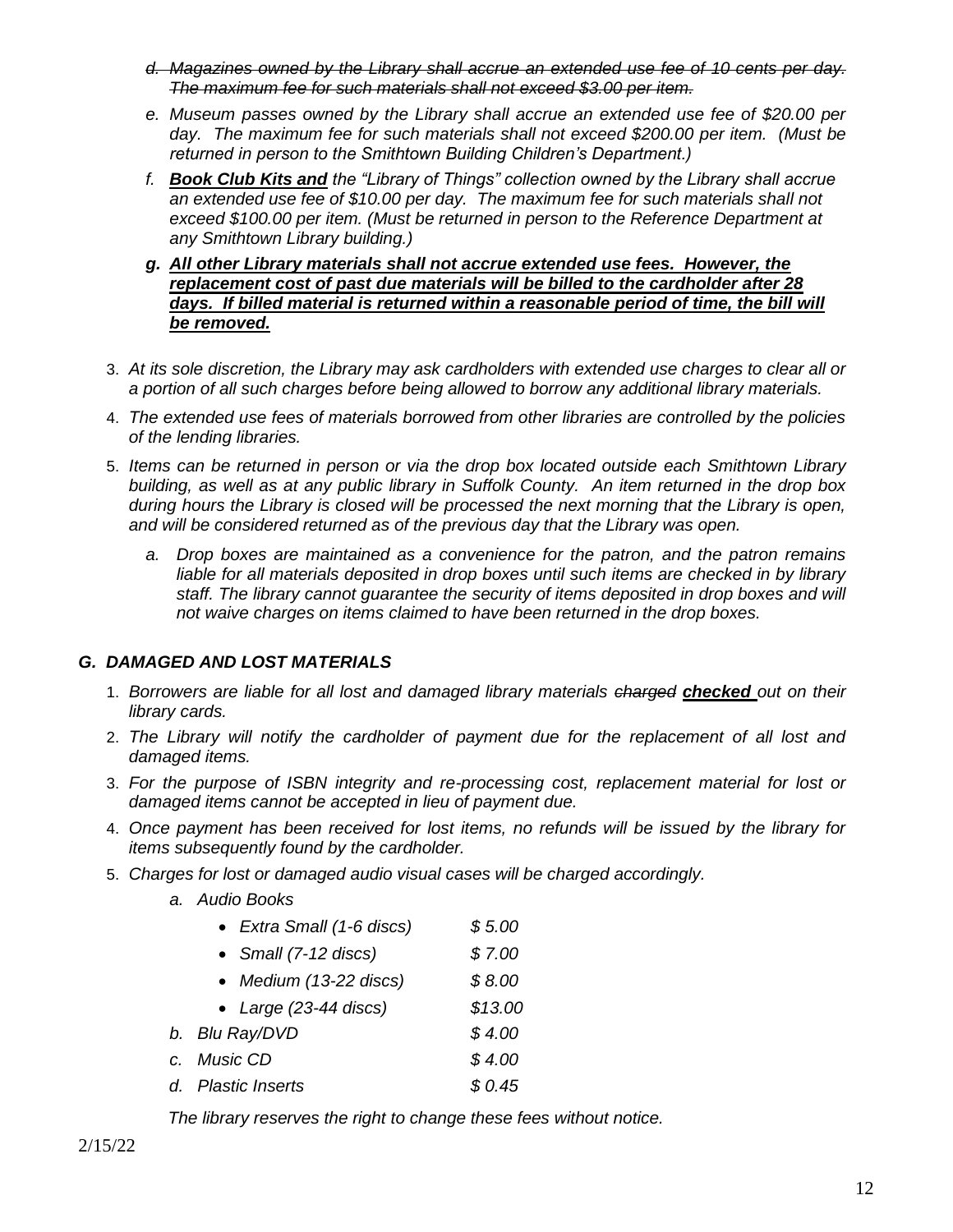*d. ~~Magazines owned by the Library shall accrue an extended use fee of 10 cents per day. The maximum fee for such materials shall not exceed $3.00 per item.~~*

*e. Museum passes owned by the Library shall accrue an extended use fee of $20.00 per day. The maximum fee for such materials shall not exceed $200.00 per item. (Must be returned in person to the Smithtown Building Children's Department.)*

*f. **<u>Book Club Kits and</u>** the "Library of Things" collection owned by the Library shall accrue an extended use fee of $10.00 per day. The maximum fee for such materials shall not exceed $100.00 per item. (Must be returned in person to the Reference Department at any Smithtown Library building.)*

***<u>g. All other Library materials shall not accrue extended use fees. However, the replacement cost of past due materials will be billed to the cardholder after 28 days. If billed material is returned within a reasonable period of time, the bill will be removed.</u>***

3. *At its sole discretion, the Library may ask cardholders with extended use charges to clear all or a portion of all such charges before being allowed to borrow any additional library materials.*
4. *The extended use fees of materials borrowed from other libraries are controlled by the policies of the lending libraries.*
5. *Items can be returned in person or via the drop box located outside each Smithtown Library building, as well as at any public library in Suffolk County. An item returned in the drop box during hours the Library is closed will be processed the next morning that the Library is open, and will be considered returned as of the previous day that the Library was open.*
   *a. Drop boxes are maintained as a convenience for the patron, and the patron remains liable for all materials deposited in drop boxes until such items are checked in by library staff. The library cannot guarantee the security of items deposited in drop boxes and will not waive charges on items claimed to have been returned in the drop boxes.*

## *G. DAMAGED AND LOST MATERIALS*

1. *Borrowers are liable for all lost and damaged library materials ~~charged~~ **<u>checked</u>** out on their library cards.*
2. *The Library will notify the cardholder of payment due for the replacement of all lost and damaged items.*
3. *For the purpose of ISBN integrity and re-processing cost, replacement material for lost or damaged items cannot be accepted in lieu of payment due.*
4. *Once payment has been received for lost items, no refunds will be issued by the library for items subsequently found by the cardholder.*
5. *Charges for lost or damaged audio visual cases will be charged accordingly.*
   *a. Audio Books*
      - *Extra Small (1-6 discs) $ 5.00*
      - *Small (7-12 discs) $ 7.00*
      - *Medium (13-22 discs) $ 8.00*
      - *Large (23-44 discs) $13.00*

   *b. Blu Ray/DVD $ 4.00*
   *c. Music CD $ 4.00*
   *d. Plastic Inserts $ 0.45*

   *The library reserves the right to change these fees without notice.*

2/15/22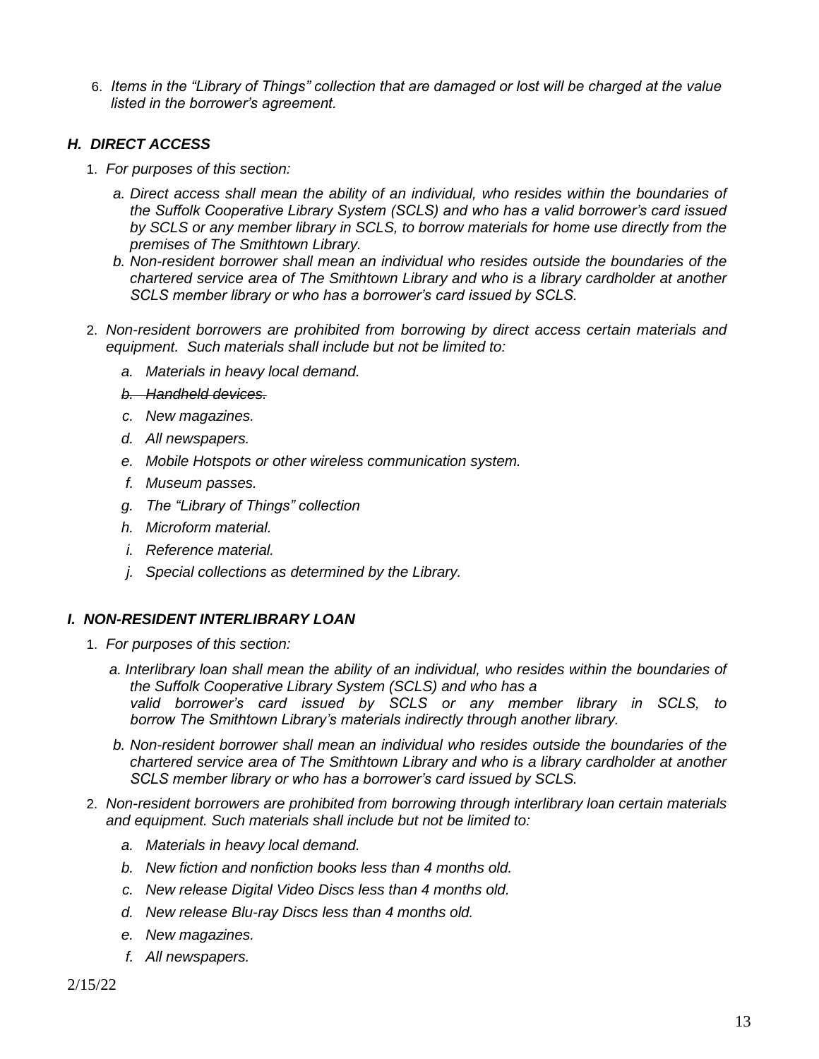6. *Items in the "Library of Things" collection that are damaged or lost will be charged at the value listed in the borrower's agreement.*

### *H. DIRECT ACCESS*

1. *For purposes of this section:*

   a. *Direct access shall mean the ability of an individual, who resides within the boundaries of the Suffolk Cooperative Library System (SCLS) and who has a valid borrower's card issued by SCLS or any member library in SCLS, to borrow materials for home use directly from the premises of The Smithtown Library.*

   b. *Non-resident borrower shall mean an individual who resides outside the boundaries of the chartered service area of The Smithtown Library and who is a library cardholder at another SCLS member library or who has a borrower's card issued by SCLS.*

2. *Non-resident borrowers are prohibited from borrowing by direct access certain materials and equipment. Such materials shall include but not be limited to:*

   a. *Materials in heavy local demand.*

   b. ~~*Handheld devices.*~~

   c. *New magazines.*

   d. *All newspapers.*

   e. *Mobile Hotspots or other wireless communication system.*

   f. *Museum passes.*

   g. *The "Library of Things" collection*

   h. *Microform material.*

   i. *Reference material.*

   j. *Special collections as determined by the Library.*

### *I. NON-RESIDENT INTERLIBRARY LOAN*

1. *For purposes of this section:*

   a. *Interlibrary loan shall mean the ability of an individual, who resides within the boundaries of the Suffolk Cooperative Library System (SCLS) and who has a valid borrower's card issued by SCLS or any member library in SCLS, to borrow The Smithtown Library's materials indirectly through another library.*

   b. *Non-resident borrower shall mean an individual who resides outside the boundaries of the chartered service area of The Smithtown Library and who is a library cardholder at another SCLS member library or who has a borrower's card issued by SCLS.*

2. *Non-resident borrowers are prohibited from borrowing through interlibrary loan certain materials and equipment. Such materials shall include but not be limited to:*

   a. *Materials in heavy local demand.*

   b. *New fiction and nonfiction books less than 4 months old.*

   c. *New release Digital Video Discs less than 4 months old.*

   d. *New release Blu-ray Discs less than 4 months old.*

   e. *New magazines.*

   f. *All newspapers.*

2/15/22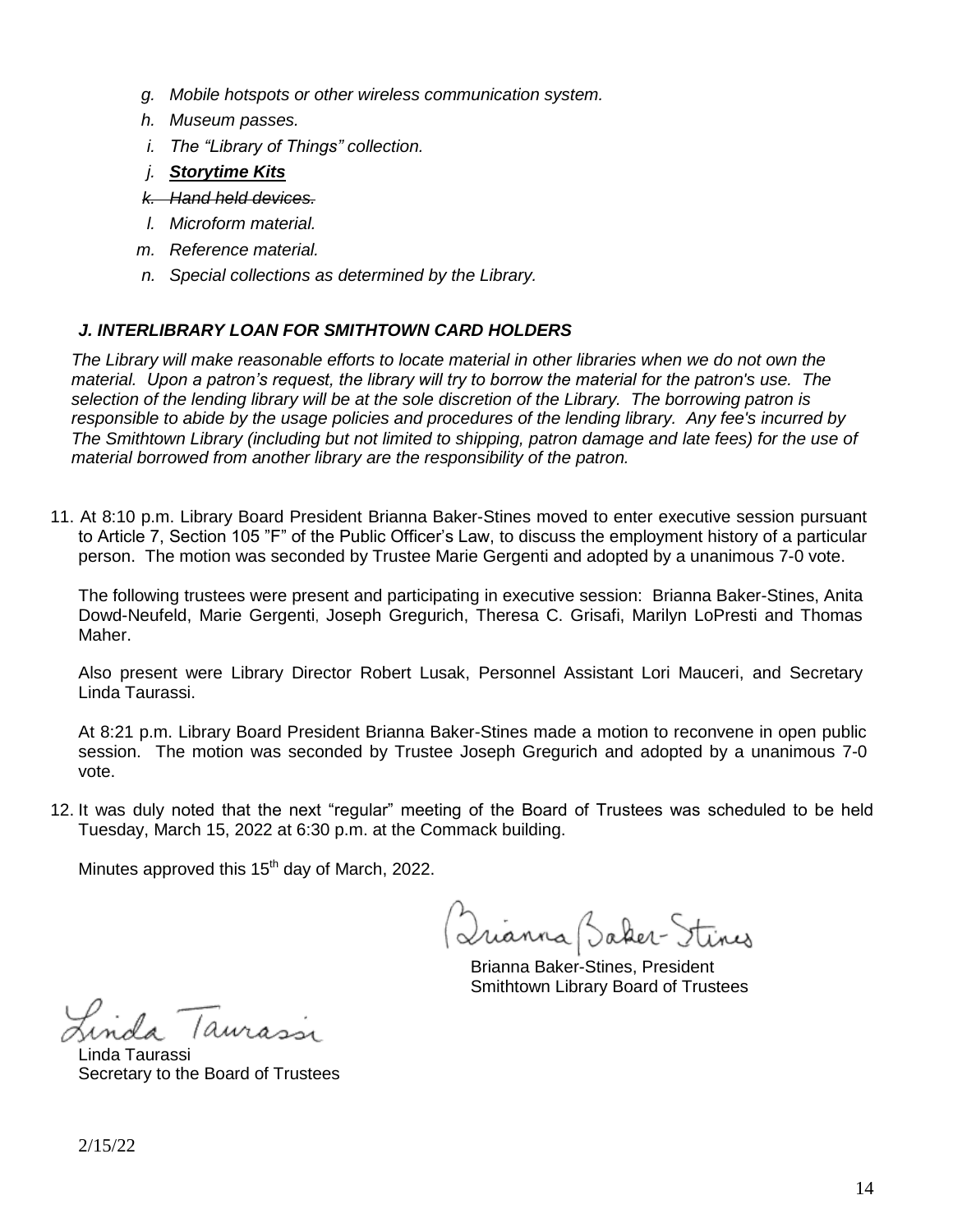*g. Mobile hotspots or other wireless communication system.*

*h. Museum passes.*

*i. The "Library of Things" collection.*

*j. **<u>Storytime Kits</u>***

*k. ~~Hand held devices.~~*

*l. Microform material.*

*m. Reference material.*

*n. Special collections as determined by the Library.*

### *J. INTERLIBRARY LOAN FOR SMITHTOWN CARD HOLDERS*

*The Library will make reasonable efforts to locate material in other libraries when we do not own the material. Upon a patron's request, the library will try to borrow the material for the patron's use. The selection of the lending library will be at the sole discretion of the Library. The borrowing patron is responsible to abide by the usage policies and procedures of the lending library. Any fee's incurred by The Smithtown Library (including but not limited to shipping, patron damage and late fees) for the use of material borrowed from another library are the responsibility of the patron.*

11. At 8:10 p.m. Library Board President Brianna Baker-Stines moved to enter executive session pursuant to Article 7, Section 105 "F" of the Public Officer's Law, to discuss the employment history of a particular person. The motion was seconded by Trustee Marie Gergenti and adopted by a unanimous 7-0 vote.

    The following trustees were present and participating in executive session: Brianna Baker-Stines, Anita Dowd-Neufeld, Marie Gergenti, Joseph Gregurich, Theresa C. Grisafi, Marilyn LoPresti and Thomas Maher.

    Also present were Library Director Robert Lusak, Personnel Assistant Lori Mauceri, and Secretary Linda Taurassi.

    At 8:21 p.m. Library Board President Brianna Baker-Stines made a motion to reconvene in open public session. The motion was seconded by Trustee Joseph Gregurich and adopted by a unanimous 7-0 vote.

12. It was duly noted that the next "regular" meeting of the Board of Trustees was scheduled to be held Tuesday, March 15, 2022 at 6:30 p.m. at the Commack building.

    Minutes approved this 15th day of March, 2022.

Brianna Baker-Stines

Brianna Baker-Stines, President
Smithtown Library Board of Trustees

Linda Taurassi

Linda Taurassi
Secretary to the Board of Trustees

2/15/22